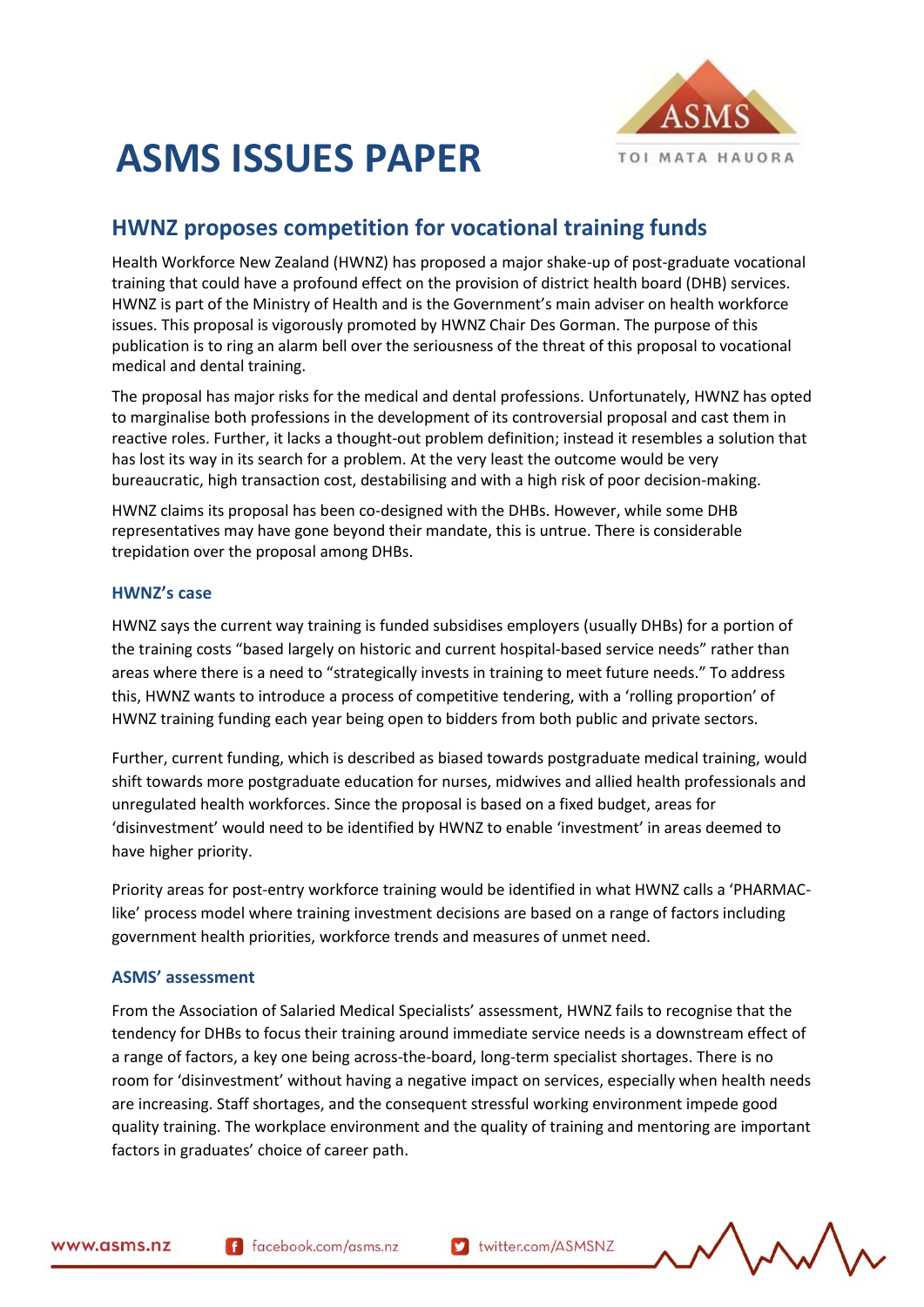# ASMS ISSUES PAPER

## HWNZ proposes competition for vocational training funds

Health Workforce New Zealand (HWNZ) has proposed a major shake-up of post-graduate vocational training that could have a profound effect on the provision of district health board (DHB) services. HWNZ is part of the Ministry of Health and is the Government's main adviser on health workforce issues. This proposal is vigorously promoted by HWNZ Chair Des Gorman. The purpose of this publication is to ring an alarm bell over the seriousness of the threat of this proposal to vocational medical and dental training.

The proposal has major risks for the medical and dental professions. Unfortunately, HWNZ has opted to marginalise both professions in the development of its controversial proposal and cast them in reactive roles. Further, it lacks a thought-out problem definition; instead it resembles a solution that has lost its way in its search for a problem. At the very least the outcome would be very bureaucratic, high transaction cost, destabilising and with a high risk of poor decision-making.

HWNZ claims its proposal has been co-designed with the DHBs. However, while some DHB representatives may have gone beyond their mandate, this is untrue. There is considerable trepidation over the proposal among DHBs.

### HWNZ's case

HWNZ says the current way training is funded subsidises employers (usually DHBs) for a portion of the training costs "based largely on historic and current hospital-based service needs" rather than areas where there is a need to "strategically invests in training to meet future needs." To address this, HWNZ wants to introduce a process of competitive tendering, with a 'rolling proportion' of HWNZ training funding each year being open to bidders from both public and private sectors.

Further, current funding, which is described as biased towards postgraduate medical training, would shift towards more postgraduate education for nurses, midwives and allied health professionals and unregulated health workforces. Since the proposal is based on a fixed budget, areas for 'disinvestment' would need to be identified by HWNZ to enable 'investment' in areas deemed to have higher priority.

Priority areas for post-entry workforce training would be identified in what HWNZ calls a 'PHARMAC-like' process model where training investment decisions are based on a range of factors including government health priorities, workforce trends and measures of unmet need.

### ASMS' assessment

From the Association of Salaried Medical Specialists' assessment, HWNZ fails to recognise that the tendency for DHBs to focus their training around immediate service needs is a downstream effect of a range of factors, a key one being across-the-board, long-term specialist shortages. There is no room for 'disinvestment' without having a negative impact on services, especially when health needs are increasing. Staff shortages, and the consequent stressful working environment impede good quality training. The workplace environment and the quality of training and mentoring are important factors in graduates' choice of career path.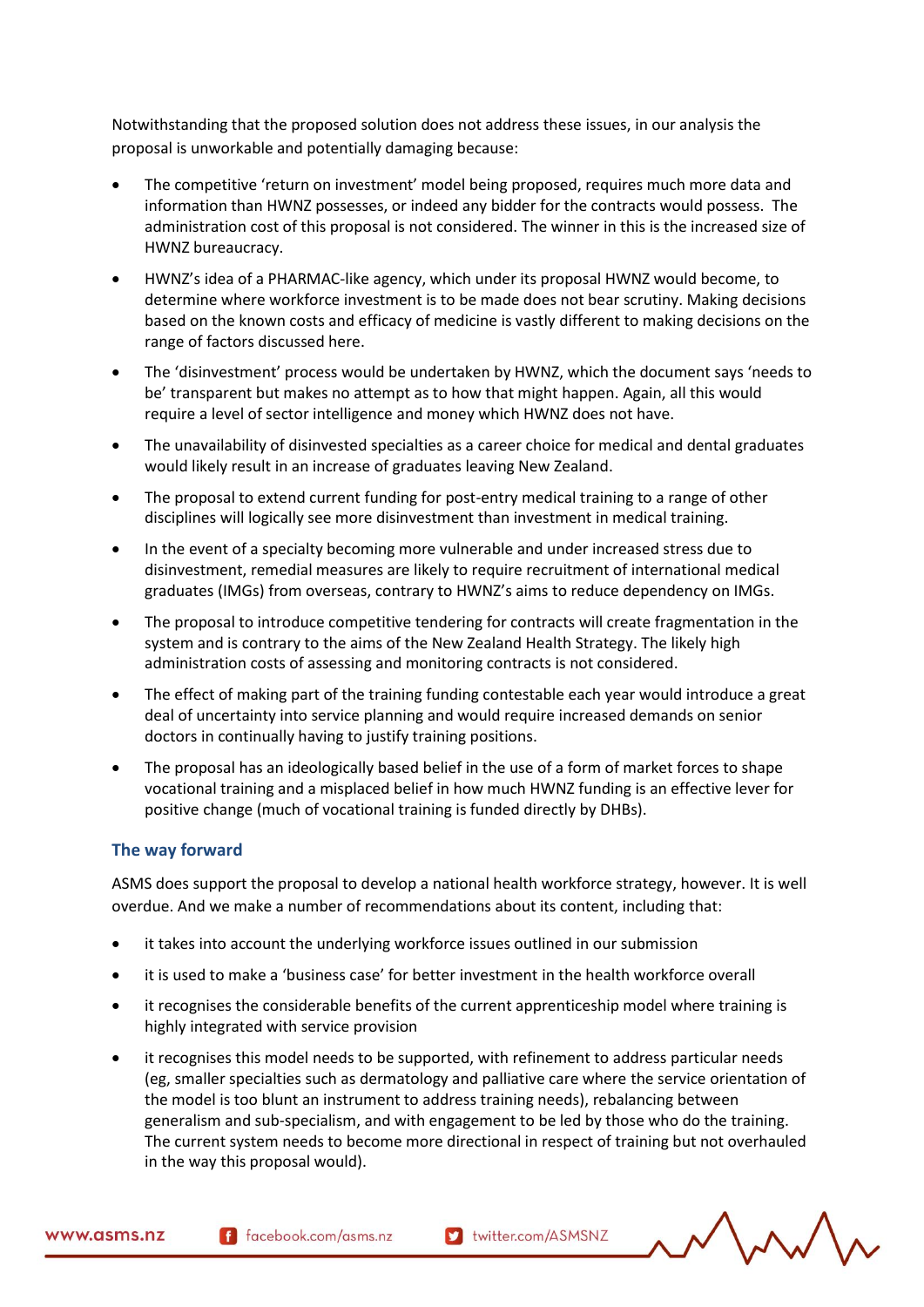Notwithstanding that the proposed solution does not address these issues, in our analysis the proposal is unworkable and potentially damaging because:

- The competitive 'return on investment' model being proposed, requires much more data and information than HWNZ possesses, or indeed any bidder for the contracts would possess. The administration cost of this proposal is not considered. The winner in this is the increased size of HWNZ bureaucracy.
- HWNZ's idea of a PHARMAC-like agency, which under its proposal HWNZ would become, to determine where workforce investment is to be made does not bear scrutiny. Making decisions based on the known costs and efficacy of medicine is vastly different to making decisions on the range of factors discussed here.
- The 'disinvestment' process would be undertaken by HWNZ, which the document says 'needs to be' transparent but makes no attempt as to how that might happen. Again, all this would require a level of sector intelligence and money which HWNZ does not have.
- The unavailability of disinvested specialties as a career choice for medical and dental graduates would likely result in an increase of graduates leaving New Zealand.
- The proposal to extend current funding for post-entry medical training to a range of other disciplines will logically see more disinvestment than investment in medical training.
- In the event of a specialty becoming more vulnerable and under increased stress due to disinvestment, remedial measures are likely to require recruitment of international medical graduates (IMGs) from overseas, contrary to HWNZ's aims to reduce dependency on IMGs.
- The proposal to introduce competitive tendering for contracts will create fragmentation in the system and is contrary to the aims of the New Zealand Health Strategy. The likely high administration costs of assessing and monitoring contracts is not considered.
- The effect of making part of the training funding contestable each year would introduce a great deal of uncertainty into service planning and would require increased demands on senior doctors in continually having to justify training positions.
- The proposal has an ideologically based belief in the use of a form of market forces to shape vocational training and a misplaced belief in how much HWNZ funding is an effective lever for positive change (much of vocational training is funded directly by DHBs).

### The way forward

ASMS does support the proposal to develop a national health workforce strategy, however. It is well overdue. And we make a number of recommendations about its content, including that:

- it takes into account the underlying workforce issues outlined in our submission
- it is used to make a 'business case' for better investment in the health workforce overall
- it recognises the considerable benefits of the current apprenticeship model where training is highly integrated with service provision
- it recognises this model needs to be supported, with refinement to address particular needs (eg, smaller specialties such as dermatology and palliative care where the service orientation of the model is too blunt an instrument to address training needs), rebalancing between generalism and sub-specialism, and with engagement to be led by those who do the training. The current system needs to become more directional in respect of training but not overhauled in the way this proposal would).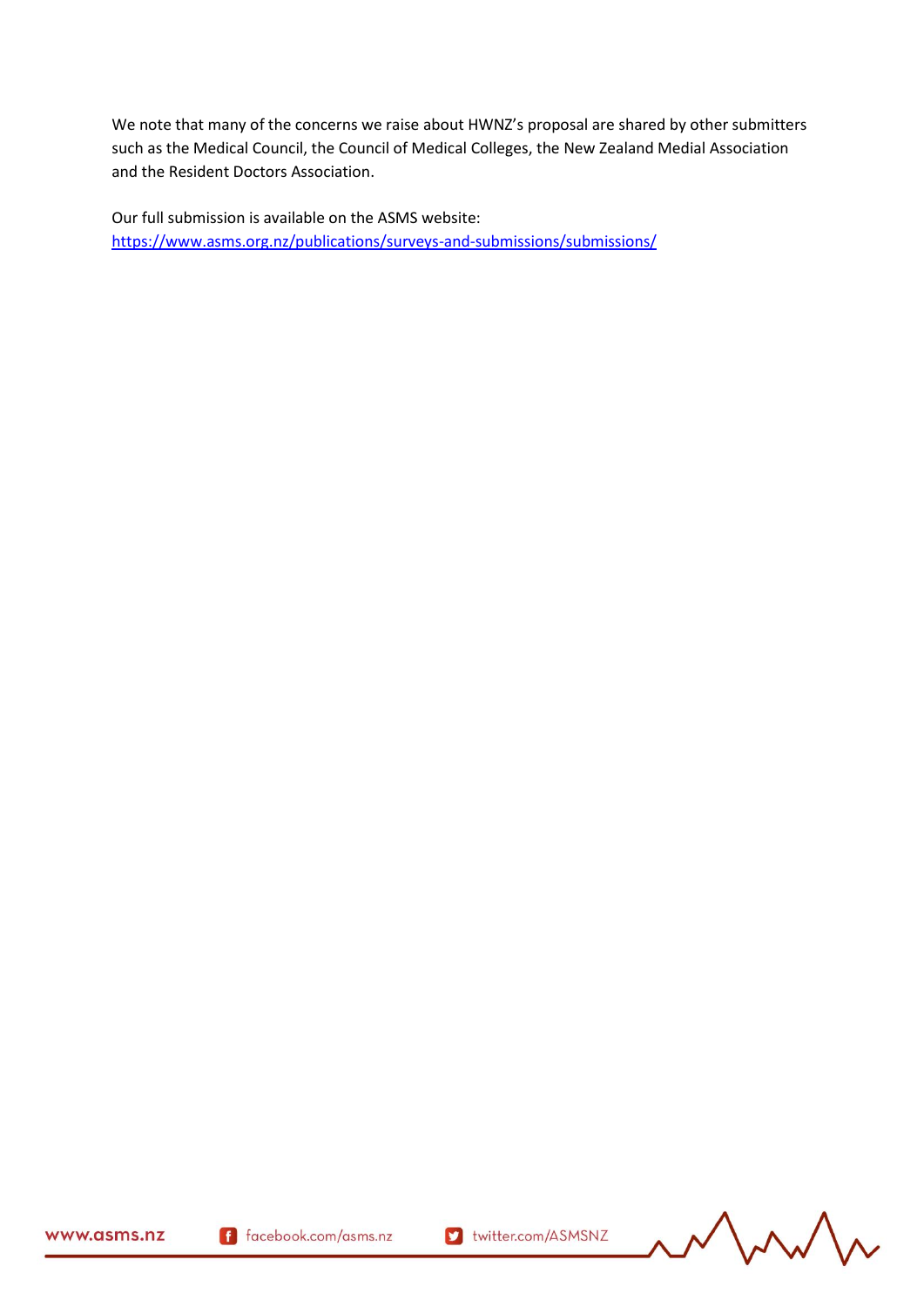We note that many of the concerns we raise about HWNZ's proposal are shared by other submitters such as the Medical Council, the Council of Medical Colleges, the New Zealand Medial Association and the Resident Doctors Association.

Our full submission is available on the ASMS website:
[https://www.asms.org.nz/publications/surveys-and-submissions/submissions/](https://www.asms.org.nz/publications/surveys-and-submissions/submissions/)